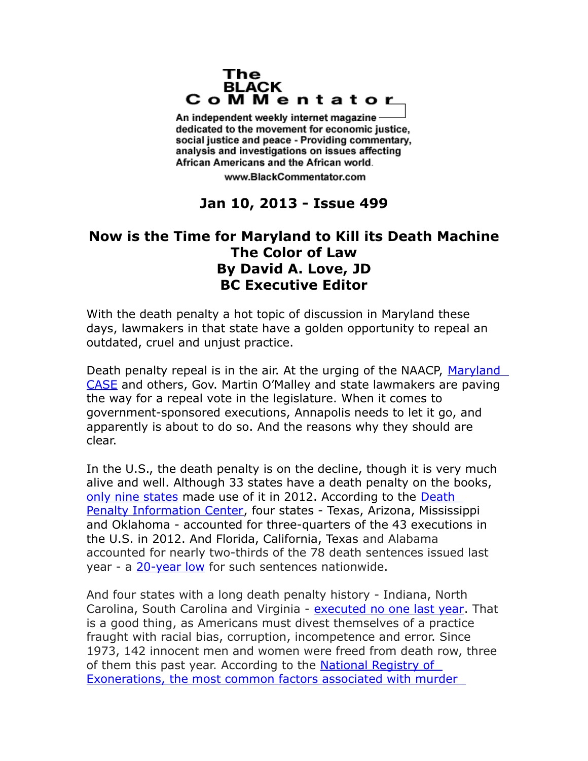# The BLACK CoMMentator

An independent weekly internet magazine dedicated to the movement for economic justice, social justice and peace - Providing commentary, analysis and investigations on issues affecting African Americans and the African world.

www.BlackCommentator.com

**Jan 10, 2013 - Issue 499**

## Now is the Time for Maryland to Kill its Death Machine
## The Color of Law
## By David A. Love, JD
## BC Executive Editor

With the death penalty a hot topic of discussion in Maryland these days, lawmakers in that state have a golden opportunity to repeal an outdated, cruel and unjust practice.

Death penalty repeal is in the air. At the urging of the NAACP, Maryland CASE and others, Gov. Martin O'Malley and state lawmakers are paving the way for a repeal vote in the legislature. When it comes to government-sponsored executions, Annapolis needs to let it go, and apparently is about to do so. And the reasons why they should are clear.

In the U.S., the death penalty is on the decline, though it is very much alive and well. Although 33 states have a death penalty on the books, only nine states made use of it in 2012. According to the Death Penalty Information Center, four states - Texas, Arizona, Mississippi and Oklahoma - accounted for three-quarters of the 43 executions in the U.S. in 2012. And Florida, California, Texas and Alabama accounted for nearly two-thirds of the 78 death sentences issued last year - a 20-year low for such sentences nationwide.

And four states with a long death penalty history - Indiana, North Carolina, South Carolina and Virginia - executed no one last year. That is a good thing, as Americans must divest themselves of a practice fraught with racial bias, corruption, incompetence and error. Since 1973, 142 innocent men and women were freed from death row, three of them this past year. According to the National Registry of Exonerations, the most common factors associated with murder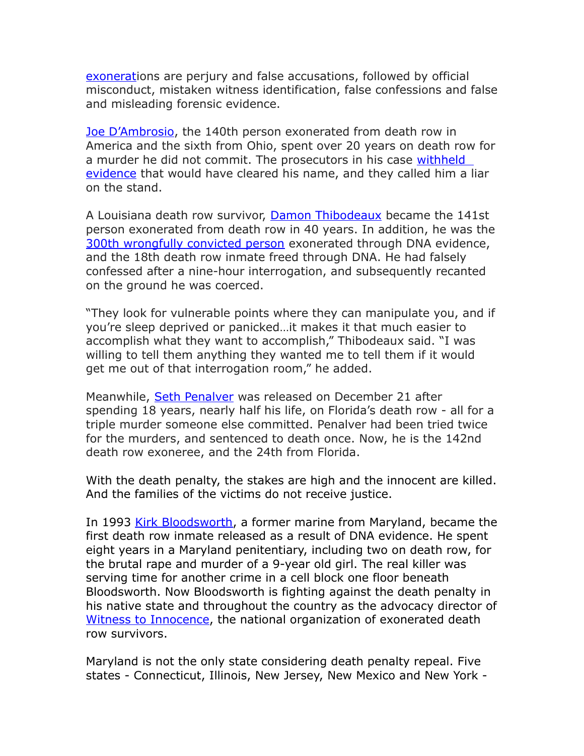exonerations are perjury and false accusations, followed by official misconduct, mistaken witness identification, false confessions and false and misleading forensic evidence.

Joe D'Ambrosio, the 140th person exonerated from death row in America and the sixth from Ohio, spent over 20 years on death row for a murder he did not commit. The prosecutors in his case withheld evidence that would have cleared his name, and they called him a liar on the stand.

A Louisiana death row survivor, Damon Thibodeaux became the 141st person exonerated from death row in 40 years. In addition, he was the 300th wrongfully convicted person exonerated through DNA evidence, and the 18th death row inmate freed through DNA. He had falsely confessed after a nine-hour interrogation, and subsequently recanted on the ground he was coerced.

"They look for vulnerable points where they can manipulate you, and if you're sleep deprived or panicked…it makes it that much easier to accomplish what they want to accomplish," Thibodeaux said. "I was willing to tell them anything they wanted me to tell them if it would get me out of that interrogation room," he added.

Meanwhile, Seth Penalver was released on December 21 after spending 18 years, nearly half his life, on Florida's death row - all for a triple murder someone else committed. Penalver had been tried twice for the murders, and sentenced to death once. Now, he is the 142nd death row exoneree, and the 24th from Florida.

With the death penalty, the stakes are high and the innocent are killed. And the families of the victims do not receive justice.

In 1993 Kirk Bloodsworth, a former marine from Maryland, became the first death row inmate released as a result of DNA evidence. He spent eight years in a Maryland penitentiary, including two on death row, for the brutal rape and murder of a 9-year old girl. The real killer was serving time for another crime in a cell block one floor beneath Bloodsworth. Now Bloodsworth is fighting against the death penalty in his native state and throughout the country as the advocacy director of Witness to Innocence, the national organization of exonerated death row survivors.

Maryland is not the only state considering death penalty repeal. Five states - Connecticut, Illinois, New Jersey, New Mexico and New York -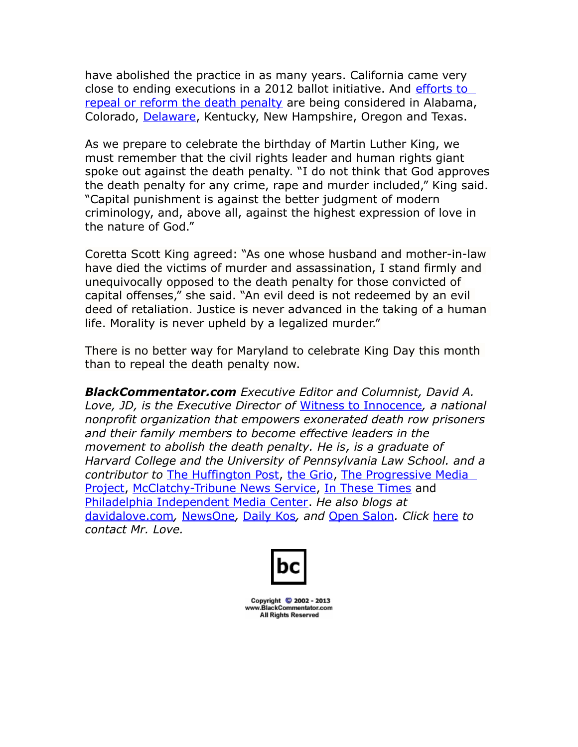have abolished the practice in as many years. California came very close to ending executions in a 2012 ballot initiative. And efforts to repeal or reform the death penalty are being considered in Alabama, Colorado, Delaware, Kentucky, New Hampshire, Oregon and Texas.

As we prepare to celebrate the birthday of Martin Luther King, we must remember that the civil rights leader and human rights giant spoke out against the death penalty. "I do not think that God approves the death penalty for any crime, rape and murder included," King said. "Capital punishment is against the better judgment of modern criminology, and, above all, against the highest expression of love in the nature of God."

Coretta Scott King agreed: "As one whose husband and mother-in-law have died the victims of murder and assassination, I stand firmly and unequivocally opposed to the death penalty for those convicted of capital offenses," she said. "An evil deed is not redeemed by an evil deed of retaliation. Justice is never advanced in the taking of a human life. Morality is never upheld by a legalized murder."

There is no better way for Maryland to celebrate King Day this month than to repeal the death penalty now.

***BlackCommentator.com** Executive Editor and Columnist, David A. Love, JD, is the Executive Director of Witness to Innocence, a national nonprofit organization that empowers exonerated death row prisoners and their family members to become effective leaders in the movement to abolish the death penalty. He is, is a graduate of Harvard College and the University of Pennsylvania Law School. and a contributor to* The Huffington Post, the Grio, The Progressive Media Project, McClatchy-Tribune News Service, In These Times and Philadelphia Independent Media Center. *He also blogs at* davidalove.com, NewsOne, Daily Kos, *and* Open Salon. *Click* here *to contact Mr. Love.*

bc

Copyright © 2002 - 2013
www.BlackCommentator.com
All Rights Reserved